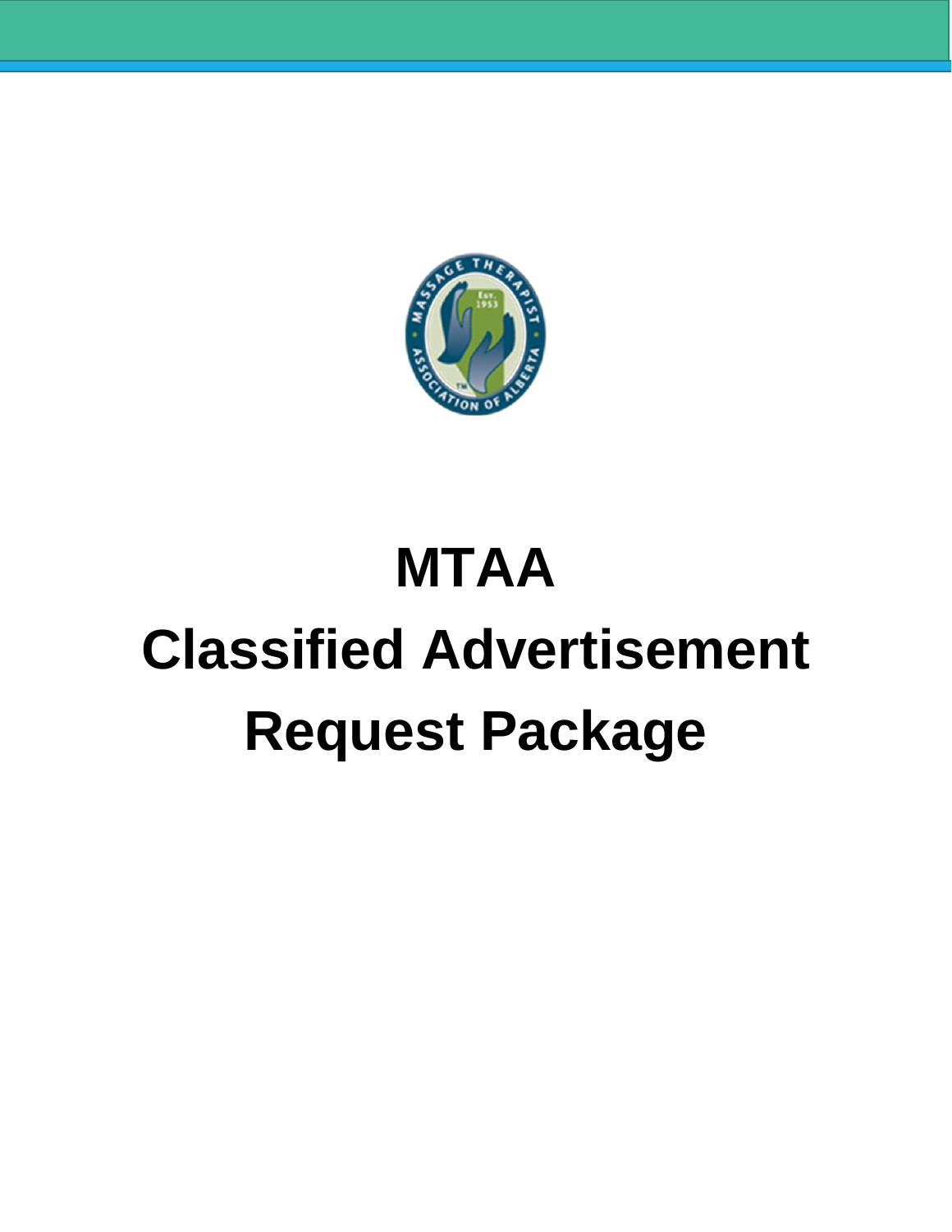# MTAA

# Classified Advertisement

# Request Package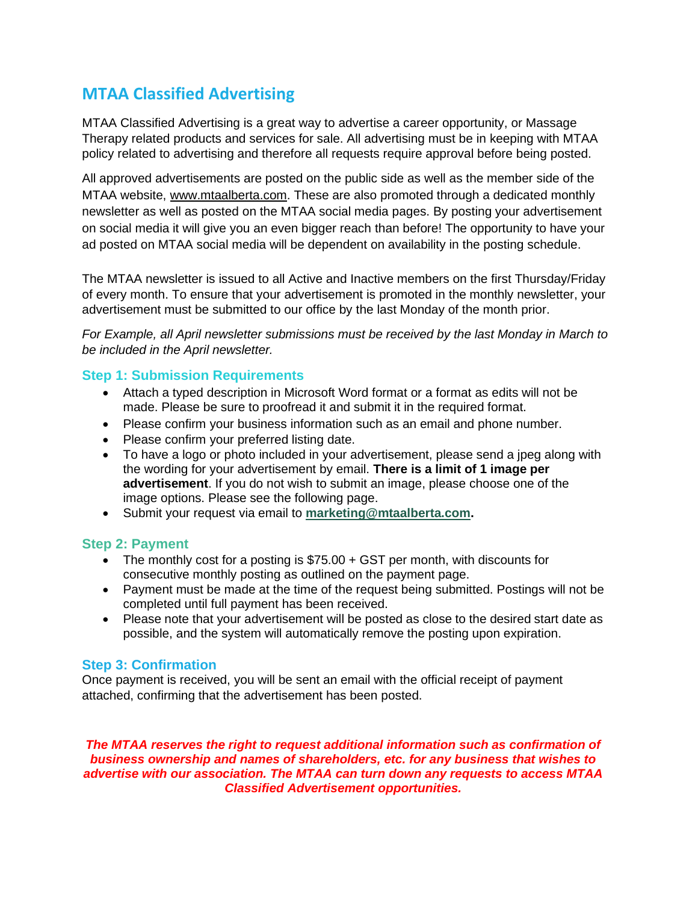## MTAA Classified Advertising

MTAA Classified Advertising is a great way to advertise a career opportunity, or Massage Therapy related products and services for sale. All advertising must be in keeping with MTAA policy related to advertising and therefore all requests require approval before being posted.

All approved advertisements are posted on the public side as well as the member side of the MTAA website, www.mtaalberta.com. These are also promoted through a dedicated monthly newsletter as well as posted on the MTAA social media pages. By posting your advertisement on social media it will give you an even bigger reach than before! The opportunity to have your ad posted on MTAA social media will be dependent on availability in the posting schedule.

The MTAA newsletter is issued to all Active and Inactive members on the first Thursday/Friday of every month. To ensure that your advertisement is promoted in the monthly newsletter, your advertisement must be submitted to our office by the last Monday of the month prior.

*For Example, all April newsletter submissions must be received by the last Monday in March to be included in the April newsletter.*

### Step 1: Submission Requirements

- Attach a typed description in Microsoft Word format or a format as edits will not be made. Please be sure to proofread it and submit it in the required format.
- Please confirm your business information such as an email and phone number.
- Please confirm your preferred listing date.
- To have a logo or photo included in your advertisement, please send a jpeg along with the wording for your advertisement by email. **There is a limit of 1 image per advertisement**. If you do not wish to submit an image, please choose one of the image options. Please see the following page.
- Submit your request via email to **marketing@mtaalberta.com.**

### Step 2: Payment

- The monthly cost for a posting is $75.00 + GST per month, with discounts for consecutive monthly posting as outlined on the payment page.
- Payment must be made at the time of the request being submitted. Postings will not be completed until full payment has been received.
- Please note that your advertisement will be posted as close to the desired start date as possible, and the system will automatically remove the posting upon expiration.

### Step 3: Confirmation

Once payment is received, you will be sent an email with the official receipt of payment attached, confirming that the advertisement has been posted.

***The MTAA reserves the right to request additional information such as confirmation of business ownership and names of shareholders, etc. for any business that wishes to advertise with our association. The MTAA can turn down any requests to access MTAA Classified Advertisement opportunities.***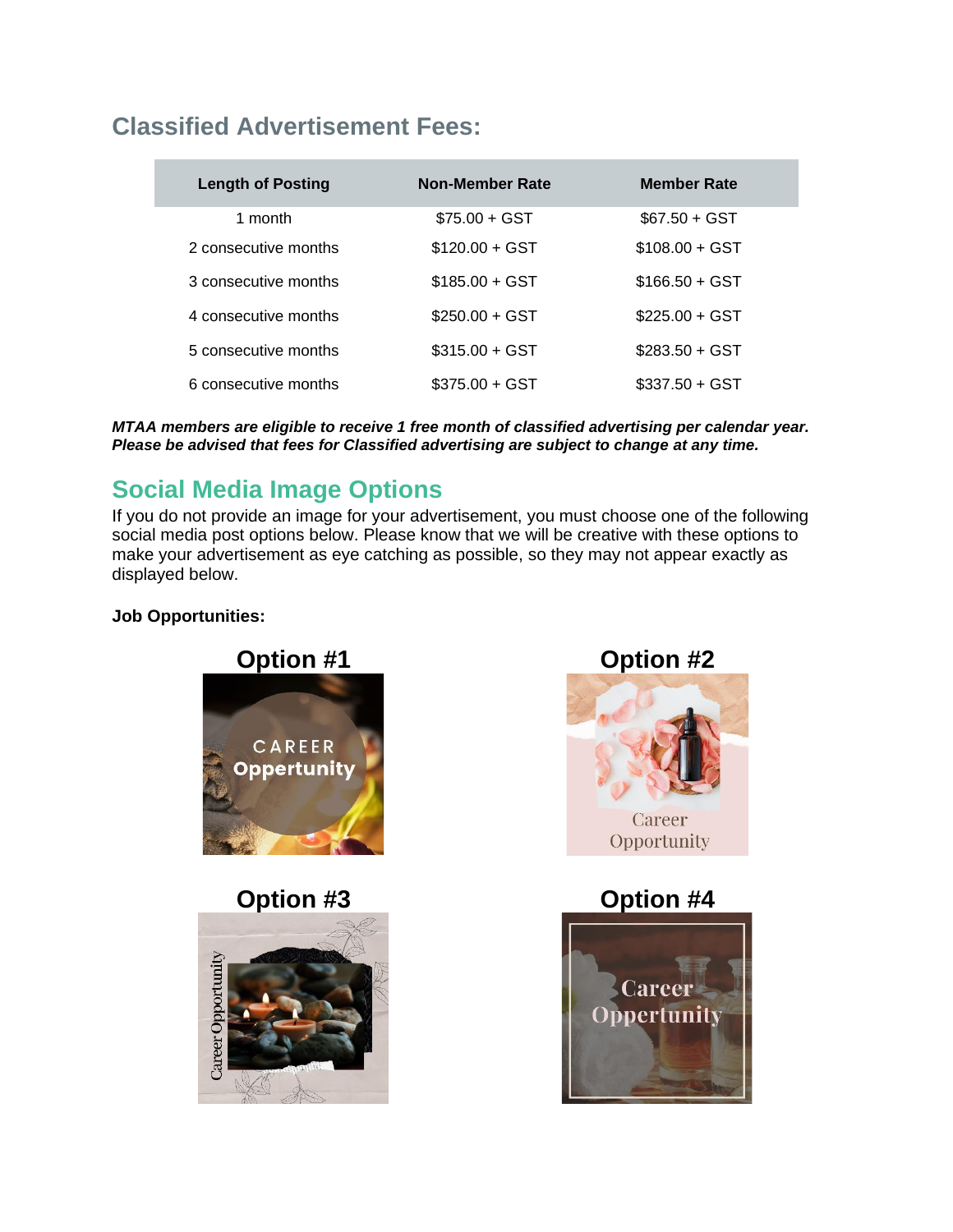## Classified Advertisement Fees:

| Length of Posting | Non-Member Rate | Member Rate |
|---|---|---|
| 1 month | $75.00 + GST | $67.50 + GST |
| 2 consecutive months | $120.00 + GST | $108.00 + GST |
| 3 consecutive months | $185.00 + GST | $166.50 + GST |
| 4 consecutive months | $250.00 + GST | $225.00 + GST |
| 5 consecutive months | $315.00 + GST | $283.50 + GST |
| 6 consecutive months | $375.00 + GST | $337.50 + GST |

***MTAA members are eligible to receive 1 free month of classified advertising per calendar year. Please be advised that fees for Classified advertising are subject to change at any time.***

## Social Media Image Options

If you do not provide an image for your advertisement, you must choose one of the following social media post options below. Please know that we will be creative with these options to make your advertisement as eye catching as possible, so they may not appear exactly as displayed below.

**Job Opportunities:**

### Option #1

### Option #2

### Option #3

### Option #4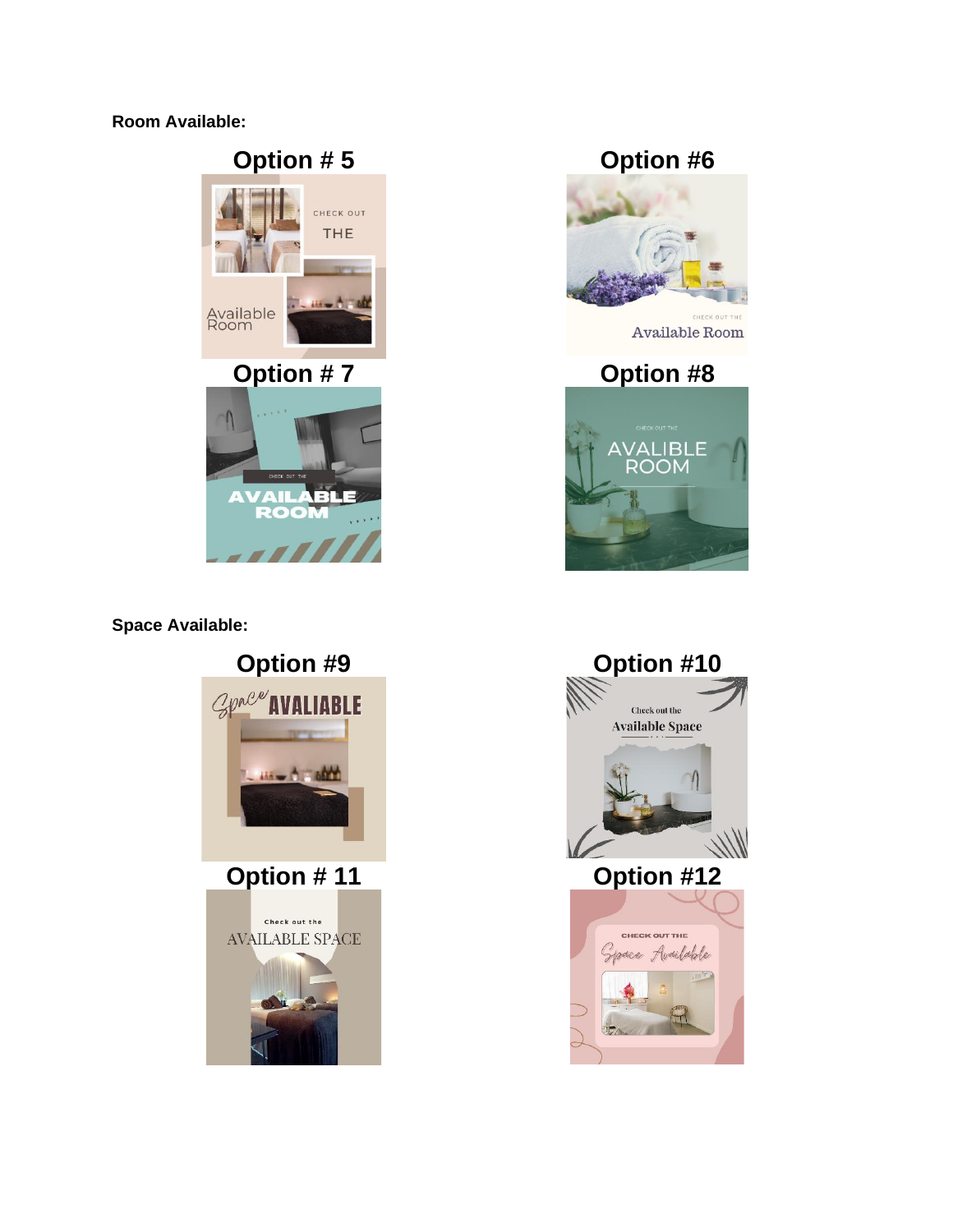**Room Available:**

## Option # 5

## Option #6

## Option # 7

## Option #8

**Space Available:**

## Option #9

## Option #10

## Option # 11

## Option #12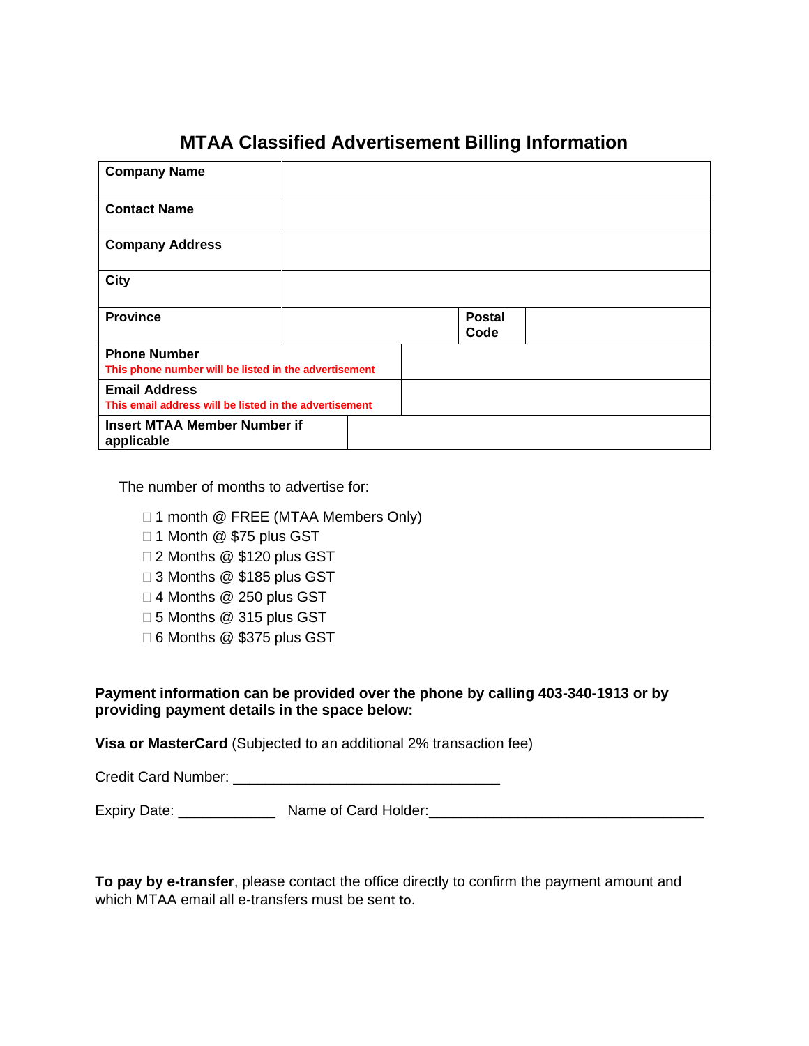# MTAA Classified Advertisement Billing Information

| | | | |
|---|---|---|---|
| **Company Name** | | | |
| **Contact Name** | | | |
| **Company Address** | | | |
| **City** | | | |
| **Province** | | **Postal Code** | |
| **Phone Number** This phone number will be listed in the advertisement | | | |
| **Email Address** This email address will be listed in the advertisement | | | |
| **Insert MTAA Member Number if applicable** | | | |

The number of months to advertise for:

- ☐ 1 month @ FREE (MTAA Members Only)
- ☐ 1 Month @ $75 plus GST
- ☐ 2 Months @ $120 plus GST
- ☐ 3 Months @ $185 plus GST
- ☐ 4 Months @ 250 plus GST
- ☐ 5 Months @ 315 plus GST
- ☐ 6 Months @ $375 plus GST

**Payment information can be provided over the phone by calling 403-340-1913 or by providing payment details in the space below:**

**Visa or MasterCard** (Subjected to an additional 2% transaction fee)

Credit Card Number: ________________________________

Expiry Date: ____________ Name of Card Holder:_________________________________

**To pay by e-transfer**, please contact the office directly to confirm the payment amount and which MTAA email all e-transfers must be sent to.